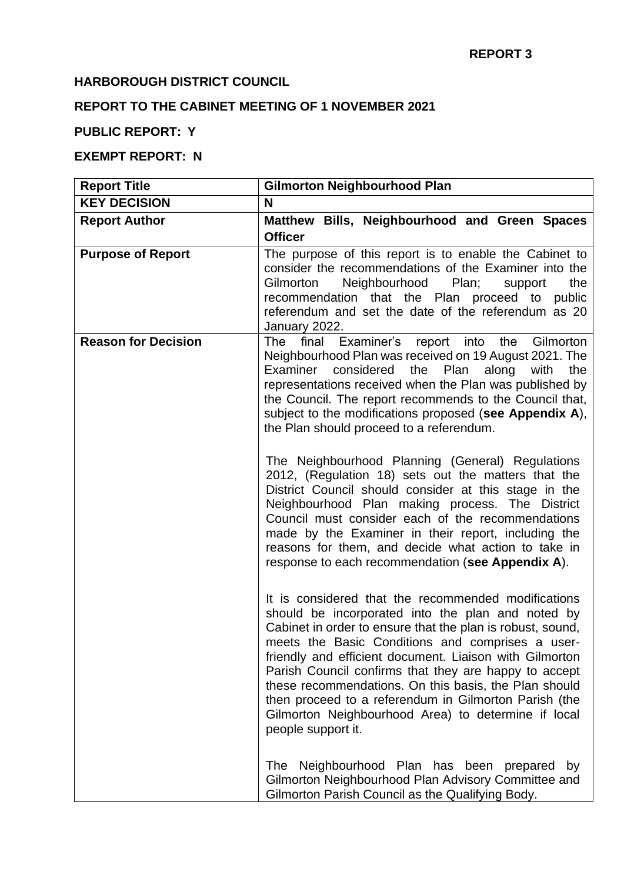**REPORT 3**

**HARBOROUGH DISTRICT COUNCIL**

**REPORT TO THE CABINET MEETING OF 1 NOVEMBER 2021**

**PUBLIC REPORT: Y**

**EXEMPT REPORT: N**

| **Report Title** | **Gilmorton Neighbourhood Plan** |
|---|---|
| **KEY DECISION** | **N** |
| **Report Author** | **Matthew Bills, Neighbourhood and Green Spaces Officer** |
| **Purpose of Report** | The purpose of this report is to enable the Cabinet to consider the recommendations of the Examiner into the Gilmorton Neighbourhood Plan; support the recommendation that the Plan proceed to public referendum and set the date of the referendum as 20 January 2022. |
| **Reason for Decision** | The final Examiner's report into the Gilmorton Neighbourhood Plan was received on 19 August 2021. The Examiner considered the Plan along with the representations received when the Plan was published by the Council. The report recommends to the Council that, subject to the modifications proposed (**see Appendix A**), the Plan should proceed to a referendum.<br><br>The Neighbourhood Planning (General) Regulations 2012, (Regulation 18) sets out the matters that the District Council should consider at this stage in the Neighbourhood Plan making process. The District Council must consider each of the recommendations made by the Examiner in their report, including the reasons for them, and decide what action to take in response to each recommendation (**see Appendix A**).<br><br>It is considered that the recommended modifications should be incorporated into the plan and noted by Cabinet in order to ensure that the plan is robust, sound, meets the Basic Conditions and comprises a user-friendly and efficient document. Liaison with Gilmorton Parish Council confirms that they are happy to accept these recommendations. On this basis, the Plan should then proceed to a referendum in Gilmorton Parish (the Gilmorton Neighbourhood Area) to determine if local people support it.<br><br>The Neighbourhood Plan has been prepared by Gilmorton Neighbourhood Plan Advisory Committee and Gilmorton Parish Council as the Qualifying Body. |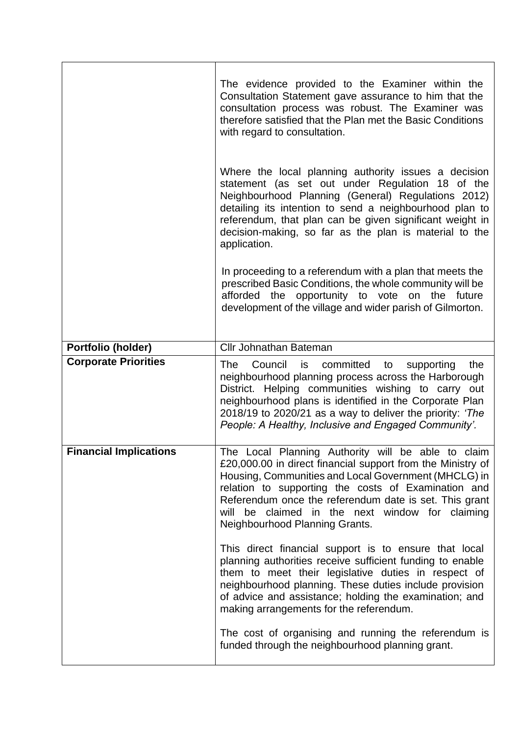| | |
|---|---|
| | The evidence provided to the Examiner within the Consultation Statement gave assurance to him that the consultation process was robust. The Examiner was therefore satisfied that the Plan met the Basic Conditions with regard to consultation.<br><br>Where the local planning authority issues a decision statement (as set out under Regulation 18 of the Neighbourhood Planning (General) Regulations 2012) detailing its intention to send a neighbourhood plan to referendum, that plan can be given significant weight in decision-making, so far as the plan is material to the application.<br><br>In proceeding to a referendum with a plan that meets the prescribed Basic Conditions, the whole community will be afforded the opportunity to vote on the future development of the village and wider parish of Gilmorton. |
| **Portfolio (holder)** | Cllr Johnathan Bateman |
| **Corporate Priorities** | The Council is committed to supporting the neighbourhood planning process across the Harborough District. Helping communities wishing to carry out neighbourhood plans is identified in the Corporate Plan 2018/19 to 2020/21 as a way to deliver the priority: *'The People: A Healthy, Inclusive and Engaged Community'.* |
| **Financial Implications** | The Local Planning Authority will be able to claim £20,000.00 in direct financial support from the Ministry of Housing, Communities and Local Government (MHCLG) in relation to supporting the costs of Examination and Referendum once the referendum date is set. This grant will be claimed in the next window for claiming Neighbourhood Planning Grants.<br><br>This direct financial support is to ensure that local planning authorities receive sufficient funding to enable them to meet their legislative duties in respect of neighbourhood planning. These duties include provision of advice and assistance; holding the examination; and making arrangements for the referendum.<br><br>The cost of organising and running the referendum is funded through the neighbourhood planning grant. |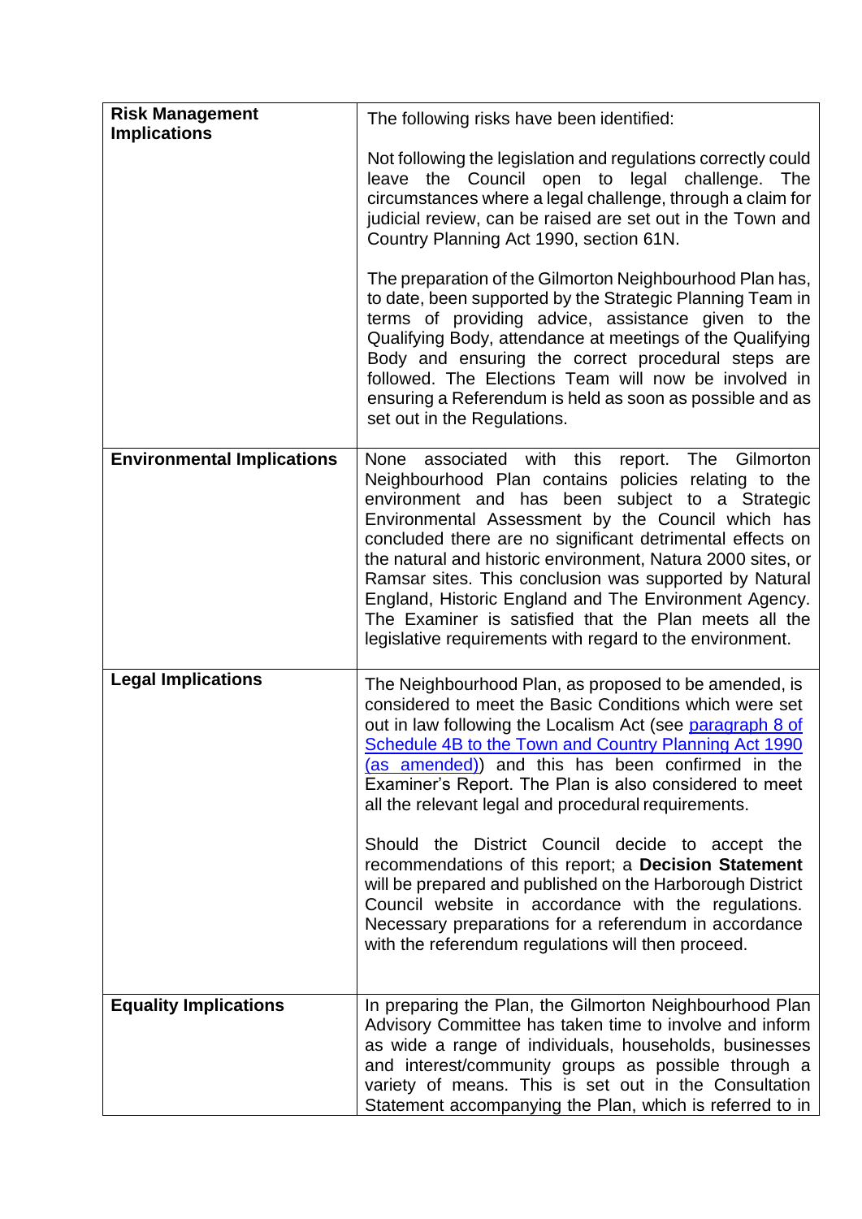| | |
|---|---|
| **Risk Management Implications** | The following risks have been identified:<br><br>Not following the legislation and regulations correctly could leave the Council open to legal challenge. The circumstances where a legal challenge, through a claim for judicial review, can be raised are set out in the Town and Country Planning Act 1990, section 61N.<br><br>The preparation of the Gilmorton Neighbourhood Plan has, to date, been supported by the Strategic Planning Team in terms of providing advice, assistance given to the Qualifying Body, attendance at meetings of the Qualifying Body and ensuring the correct procedural steps are followed. The Elections Team will now be involved in ensuring a Referendum is held as soon as possible and as set out in the Regulations. |
| **Environmental Implications** | None associated with this report. The Gilmorton Neighbourhood Plan contains policies relating to the environment and has been subject to a Strategic Environmental Assessment by the Council which has concluded there are no significant detrimental effects on the natural and historic environment, Natura 2000 sites, or Ramsar sites. This conclusion was supported by Natural England, Historic England and The Environment Agency. The Examiner is satisfied that the Plan meets all the legislative requirements with regard to the environment. |
| **Legal Implications** | The Neighbourhood Plan, as proposed to be amended, is considered to meet the Basic Conditions which were set out in law following the Localism Act (see paragraph 8 of Schedule 4B to the Town and Country Planning Act 1990 (as amended)) and this has been confirmed in the Examiner's Report. The Plan is also considered to meet all the relevant legal and procedural requirements.<br><br>Should the District Council decide to accept the recommendations of this report; a **Decision Statement** will be prepared and published on the Harborough District Council website in accordance with the regulations. Necessary preparations for a referendum in accordance with the referendum regulations will then proceed. |
| **Equality Implications** | In preparing the Plan, the Gilmorton Neighbourhood Plan Advisory Committee has taken time to involve and inform as wide a range of individuals, households, businesses and interest/community groups as possible through a variety of means. This is set out in the Consultation Statement accompanying the Plan, which is referred to in |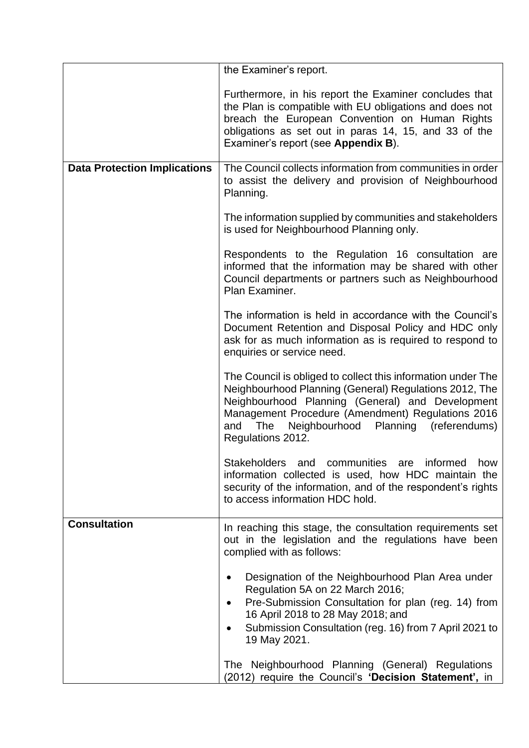| | |
|---|---|
| | the Examiner's report.<br><br>Furthermore, in his report the Examiner concludes that the Plan is compatible with EU obligations and does not breach the European Convention on Human Rights obligations as set out in paras 14, 15, and 33 of the Examiner's report (see **Appendix B**). |
| **Data Protection Implications** | The Council collects information from communities in order to assist the delivery and provision of Neighbourhood Planning.<br><br>The information supplied by communities and stakeholders is used for Neighbourhood Planning only.<br><br>Respondents to the Regulation 16 consultation are informed that the information may be shared with other Council departments or partners such as Neighbourhood Plan Examiner.<br><br>The information is held in accordance with the Council's Document Retention and Disposal Policy and HDC only ask for as much information as is required to respond to enquiries or service need.<br><br>The Council is obliged to collect this information under The Neighbourhood Planning (General) Regulations 2012, The Neighbourhood Planning (General) and Development Management Procedure (Amendment) Regulations 2016 and The Neighbourhood Planning (referendums) Regulations 2012.<br><br>Stakeholders and communities are informed how information collected is used, how HDC maintain the security of the information, and of the respondent's rights to access information HDC hold. |
| **Consultation** | In reaching this stage, the consultation requirements set out in the legislation and the regulations have been complied with as follows:<br><br>• Designation of the Neighbourhood Plan Area under Regulation 5A on 22 March 2016;<br>• Pre-Submission Consultation for plan (reg. 14) from 16 April 2018 to 28 May 2018; and<br>• Submission Consultation (reg. 16) from 7 April 2021 to 19 May 2021.<br><br>The Neighbourhood Planning (General) Regulations (2012) require the Council's **'Decision Statement',** in |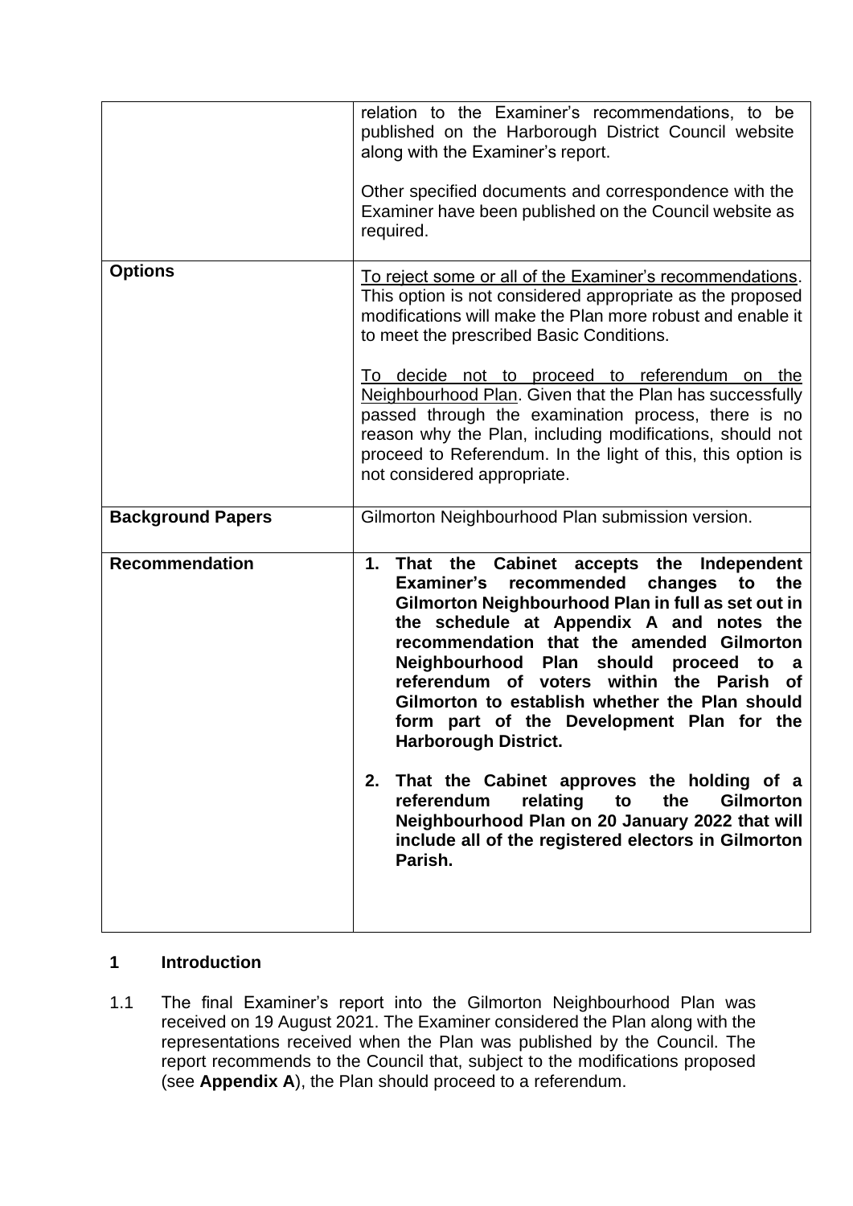| | |
|---|---|
| | relation to the Examiner's recommendations, to be published on the Harborough District Council website along with the Examiner's report.<br><br>Other specified documents and correspondence with the Examiner have been published on the Council website as required. |
| **Options** | To reject some or all of the Examiner's recommendations. This option is not considered appropriate as the proposed modifications will make the Plan more robust and enable it to meet the prescribed Basic Conditions.<br><br>To decide not to proceed to referendum on the Neighbourhood Plan. Given that the Plan has successfully passed through the examination process, there is no reason why the Plan, including modifications, should not proceed to Referendum. In the light of this, this option is not considered appropriate. |
| **Background Papers** | Gilmorton Neighbourhood Plan submission version. |
| **Recommendation** | **1. That the Cabinet accepts the Independent Examiner's recommended changes to the Gilmorton Neighbourhood Plan in full as set out in the schedule at Appendix A and notes the recommendation that the amended Gilmorton Neighbourhood Plan should proceed to a referendum of voters within the Parish of Gilmorton to establish whether the Plan should form part of the Development Plan for the Harborough District.**<br><br>**2. That the Cabinet approves the holding of a referendum relating to the Gilmorton Neighbourhood Plan on 20 January 2022 that will include all of the registered electors in Gilmorton Parish.** |

## 1 Introduction

1.1 The final Examiner's report into the Gilmorton Neighbourhood Plan was received on 19 August 2021. The Examiner considered the Plan along with the representations received when the Plan was published by the Council. The report recommends to the Council that, subject to the modifications proposed (see **Appendix A**), the Plan should proceed to a referendum.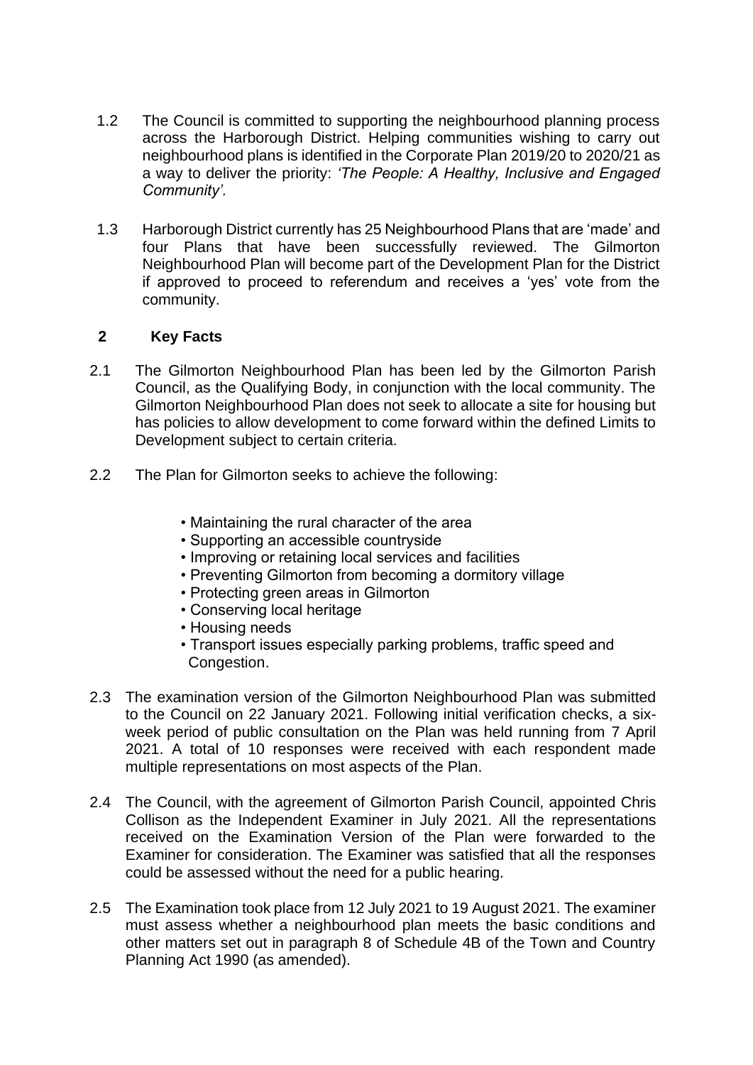1.2 The Council is committed to supporting the neighbourhood planning process across the Harborough District. Helping communities wishing to carry out neighbourhood plans is identified in the Corporate Plan 2019/20 to 2020/21 as a way to deliver the priority: *'The People: A Healthy, Inclusive and Engaged Community'*.

1.3 Harborough District currently has 25 Neighbourhood Plans that are 'made' and four Plans that have been successfully reviewed. The Gilmorton Neighbourhood Plan will become part of the Development Plan for the District if approved to proceed to referendum and receives a 'yes' vote from the community.

## 2 Key Facts

2.1 The Gilmorton Neighbourhood Plan has been led by the Gilmorton Parish Council, as the Qualifying Body, in conjunction with the local community. The Gilmorton Neighbourhood Plan does not seek to allocate a site for housing but has policies to allow development to come forward within the defined Limits to Development subject to certain criteria.

2.2 The Plan for Gilmorton seeks to achieve the following:

- Maintaining the rural character of the area
- Supporting an accessible countryside
- Improving or retaining local services and facilities
- Preventing Gilmorton from becoming a dormitory village
- Protecting green areas in Gilmorton
- Conserving local heritage
- Housing needs
- Transport issues especially parking problems, traffic speed and Congestion.

2.3 The examination version of the Gilmorton Neighbourhood Plan was submitted to the Council on 22 January 2021. Following initial verification checks, a six-week period of public consultation on the Plan was held running from 7 April 2021. A total of 10 responses were received with each respondent made multiple representations on most aspects of the Plan.

2.4 The Council, with the agreement of Gilmorton Parish Council, appointed Chris Collison as the Independent Examiner in July 2021. All the representations received on the Examination Version of the Plan were forwarded to the Examiner for consideration. The Examiner was satisfied that all the responses could be assessed without the need for a public hearing.

2.5 The Examination took place from 12 July 2021 to 19 August 2021. The examiner must assess whether a neighbourhood plan meets the basic conditions and other matters set out in paragraph 8 of Schedule 4B of the Town and Country Planning Act 1990 (as amended).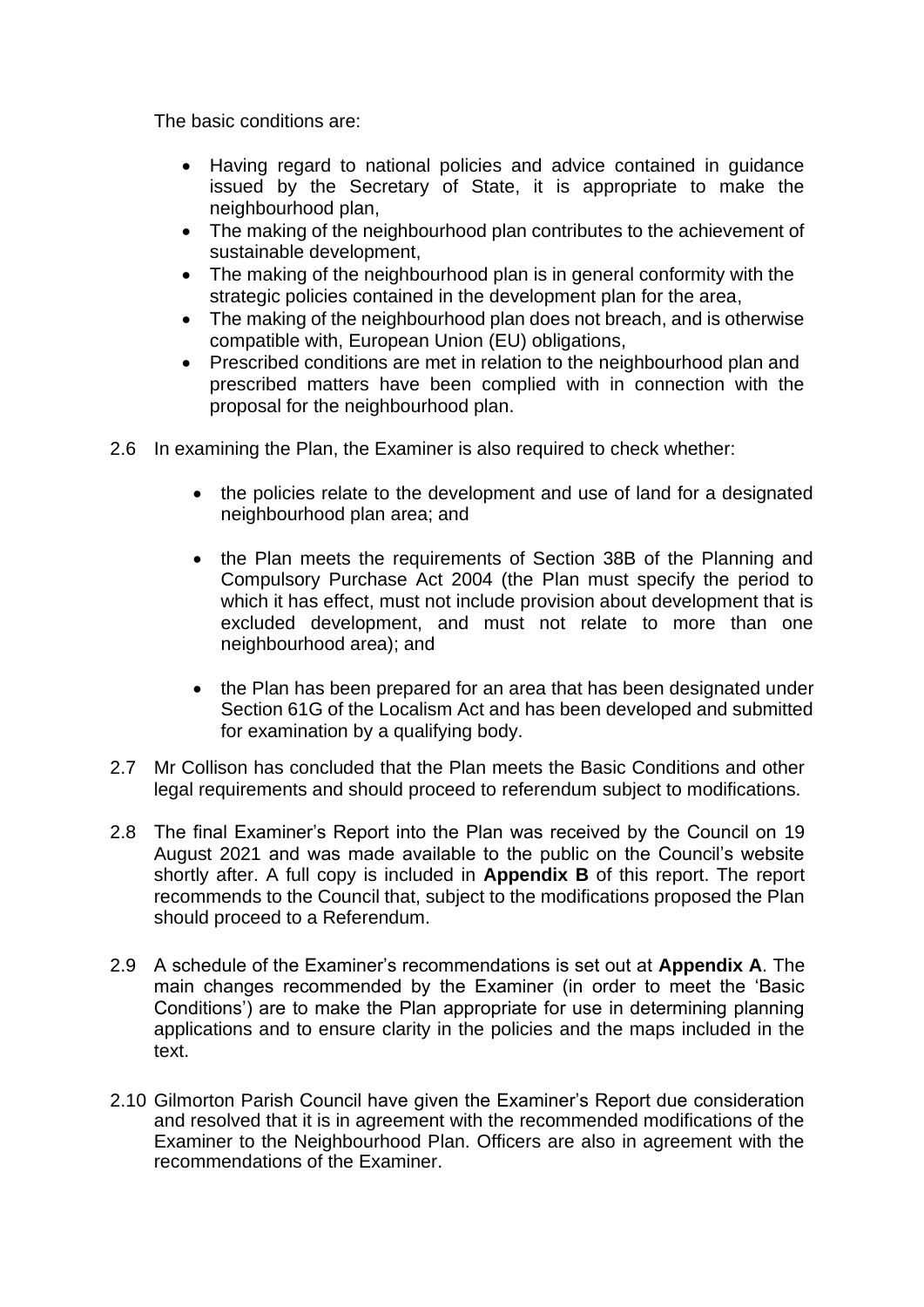The basic conditions are:

- Having regard to national policies and advice contained in guidance issued by the Secretary of State, it is appropriate to make the neighbourhood plan,
- The making of the neighbourhood plan contributes to the achievement of sustainable development,
- The making of the neighbourhood plan is in general conformity with the strategic policies contained in the development plan for the area,
- The making of the neighbourhood plan does not breach, and is otherwise compatible with, European Union (EU) obligations,
- Prescribed conditions are met in relation to the neighbourhood plan and prescribed matters have been complied with in connection with the proposal for the neighbourhood plan.

2.6 In examining the Plan, the Examiner is also required to check whether:

- the policies relate to the development and use of land for a designated neighbourhood plan area; and
- the Plan meets the requirements of Section 38B of the Planning and Compulsory Purchase Act 2004 (the Plan must specify the period to which it has effect, must not include provision about development that is excluded development, and must not relate to more than one neighbourhood area); and
- the Plan has been prepared for an area that has been designated under Section 61G of the Localism Act and has been developed and submitted for examination by a qualifying body.

2.7 Mr Collison has concluded that the Plan meets the Basic Conditions and other legal requirements and should proceed to referendum subject to modifications.

2.8 The final Examiner's Report into the Plan was received by the Council on 19 August 2021 and was made available to the public on the Council's website shortly after. A full copy is included in **Appendix B** of this report. The report recommends to the Council that, subject to the modifications proposed the Plan should proceed to a Referendum.

2.9 A schedule of the Examiner's recommendations is set out at **Appendix A**. The main changes recommended by the Examiner (in order to meet the 'Basic Conditions') are to make the Plan appropriate for use in determining planning applications and to ensure clarity in the policies and the maps included in the text.

2.10 Gilmorton Parish Council have given the Examiner's Report due consideration and resolved that it is in agreement with the recommended modifications of the Examiner to the Neighbourhood Plan. Officers are also in agreement with the recommendations of the Examiner.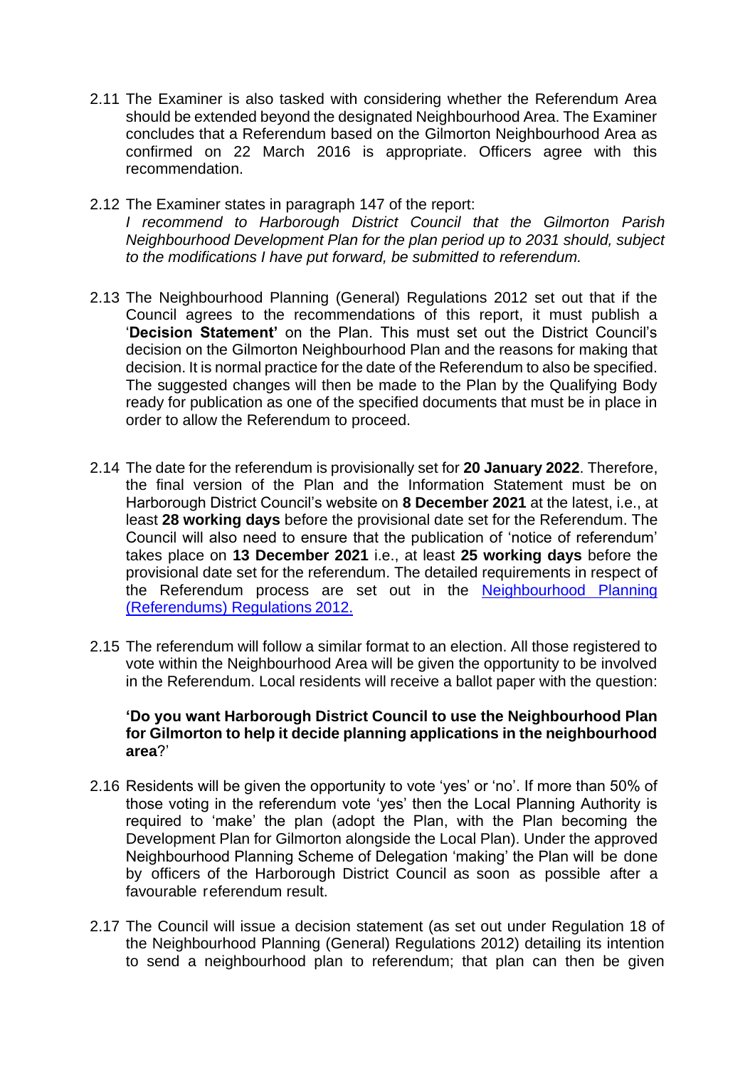2.11 The Examiner is also tasked with considering whether the Referendum Area should be extended beyond the designated Neighbourhood Area. The Examiner concludes that a Referendum based on the Gilmorton Neighbourhood Area as confirmed on 22 March 2016 is appropriate. Officers agree with this recommendation.

2.12 The Examiner states in paragraph 147 of the report:
*I recommend to Harborough District Council that the Gilmorton Parish Neighbourhood Development Plan for the plan period up to 2031 should, subject to the modifications I have put forward, be submitted to referendum.*

2.13 The Neighbourhood Planning (General) Regulations 2012 set out that if the Council agrees to the recommendations of this report, it must publish a '**Decision Statement'** on the Plan. This must set out the District Council's decision on the Gilmorton Neighbourhood Plan and the reasons for making that decision. It is normal practice for the date of the Referendum to also be specified. The suggested changes will then be made to the Plan by the Qualifying Body ready for publication as one of the specified documents that must be in place in order to allow the Referendum to proceed.

2.14 The date for the referendum is provisionally set for **20 January 2022**. Therefore, the final version of the Plan and the Information Statement must be on Harborough District Council's website on **8 December 2021** at the latest, i.e., at least **28 working days** before the provisional date set for the Referendum. The Council will also need to ensure that the publication of 'notice of referendum' takes place on **13 December 2021** i.e., at least **25 working days** before the provisional date set for the referendum. The detailed requirements in respect of the Referendum process are set out in the Neighbourhood Planning (Referendums) Regulations 2012.

2.15 The referendum will follow a similar format to an election. All those registered to vote within the Neighbourhood Area will be given the opportunity to be involved in the Referendum. Local residents will receive a ballot paper with the question:

**'Do you want Harborough District Council to use the Neighbourhood Plan for Gilmorton to help it decide planning applications in the neighbourhood area**?'

2.16 Residents will be given the opportunity to vote 'yes' or 'no'. If more than 50% of those voting in the referendum vote 'yes' then the Local Planning Authority is required to 'make' the plan (adopt the Plan, with the Plan becoming the Development Plan for Gilmorton alongside the Local Plan). Under the approved Neighbourhood Planning Scheme of Delegation 'making' the Plan will be done by officers of the Harborough District Council as soon as possible after a favourable referendum result.

2.17 The Council will issue a decision statement (as set out under Regulation 18 of the Neighbourhood Planning (General) Regulations 2012) detailing its intention to send a neighbourhood plan to referendum; that plan can then be given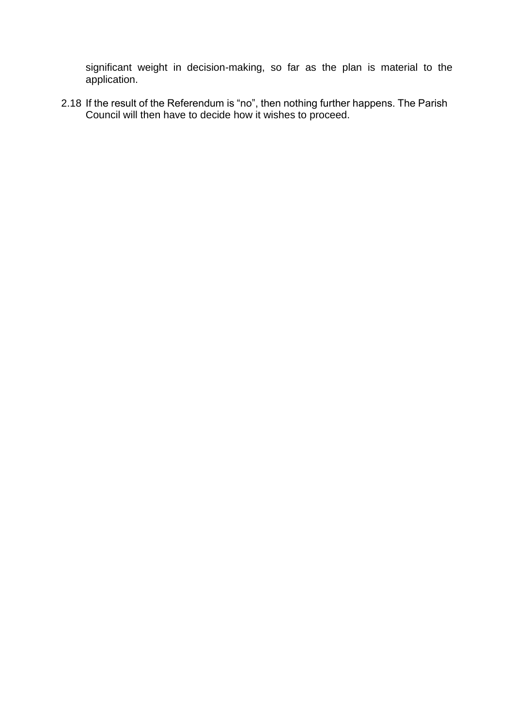significant weight in decision-making, so far as the plan is material to the application.

2.18 If the result of the Referendum is “no”, then nothing further happens. The Parish Council will then have to decide how it wishes to proceed.